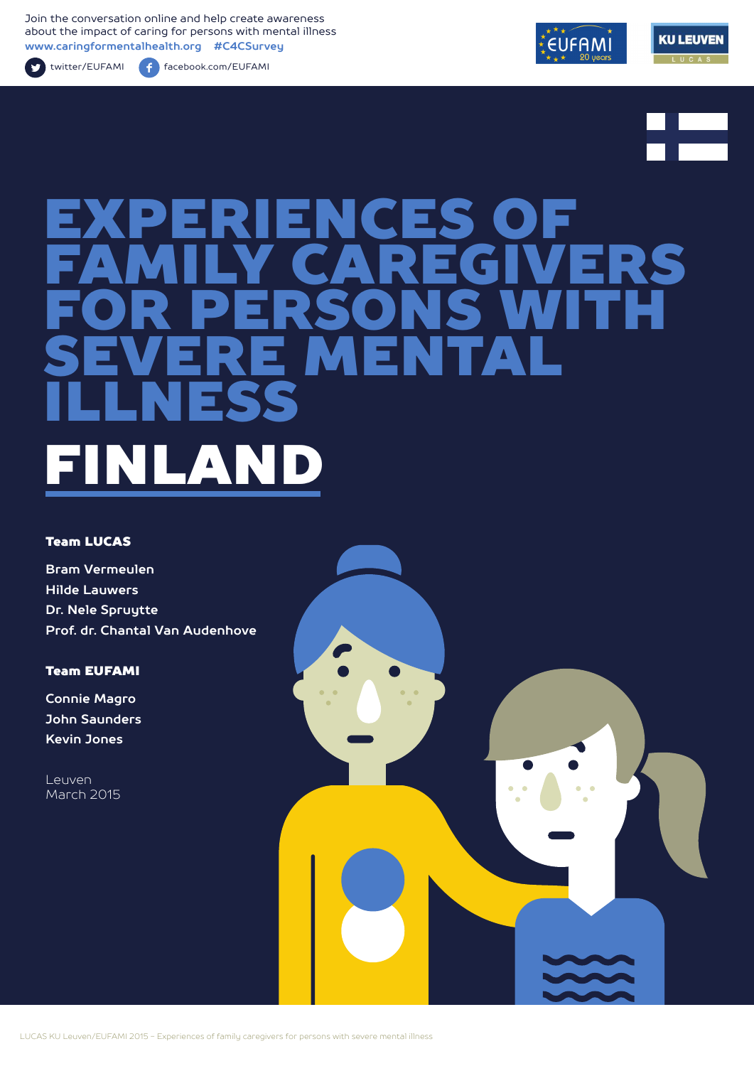Join the conversation online and help create awareness about the impact of caring for persons with mental illness

www.caringformentalhealth.org #C4CSurvey

twitter/EUFAMI facebook.com/EUFAMI

# EXPERIENCES OF FAMILY CAREGIVERS FOR PERSONS WITH SEVERE MENTAL ILLNESS

# FINLAND

**Team LUCAS**

Bram Vermeulen
Hilde Lauwers
Dr. Nele Spruytte
Prof. dr. Chantal Van Audenhove

**Team EUFAMI**

Connie Magro
John Saunders
Kevin Jones

Leuven
March 2015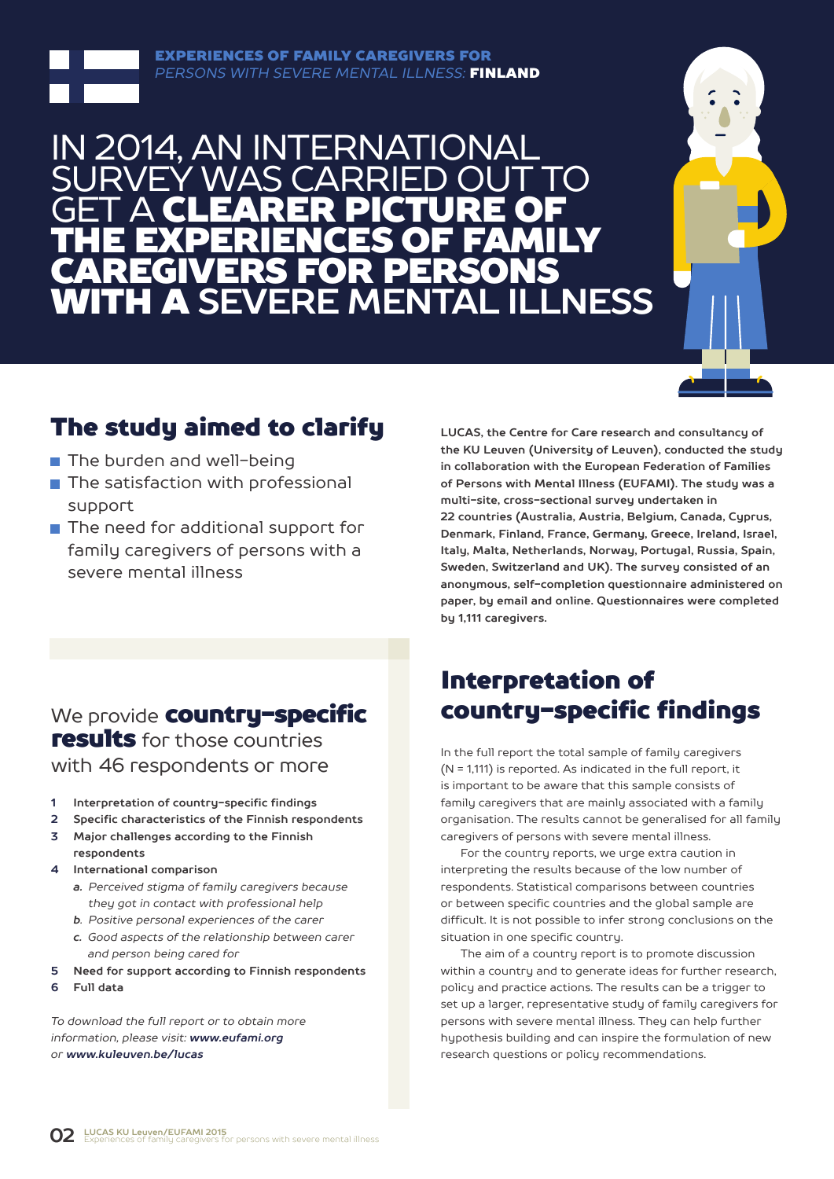EXPERIENCES OF FAMILY CAREGIVERS FOR *PERSONS WITH SEVERE MENTAL ILLNESS:* **FINLAND**

# IN 2014, AN INTERNATIONAL SURVEY WAS CARRIED OUT TO GET A **CLEARER PICTURE OF THE EXPERIENCES OF FAMILY CAREGIVERS FOR PERSONS WITH A** SEVERE MENTAL ILLNESS

## The study aimed to clarify

- The burden and well-being
- The satisfaction with professional support
- The need for additional support for family caregivers of persons with a severe mental illness

**LUCAS, the Centre for Care research and consultancy of the KU Leuven (University of Leuven), conducted the study in collaboration with the European Federation of Families of Persons with Mental Illness (EUFAMI). The study was a multi-site, cross-sectional survey undertaken in 22 countries (Australia, Austria, Belgium, Canada, Cyprus, Denmark, Finland, France, Germany, Greece, Ireland, Israel, Italy, Malta, Netherlands, Norway, Portugal, Russia, Spain, Sweden, Switzerland and UK). The survey consisted of an anonymous, self-completion questionnaire administered on paper, by email and online. Questionnaires were completed by 1,111 caregivers.**

We provide **country-specific results** for those countries with 46 respondents or more

1. **Interpretation of country-specific findings**
2. **Specific characteristics of the Finnish respondents**
3. **Major challenges according to the Finnish respondents**
4. **International comparison**
   - a. *Perceived stigma of family caregivers because they got in contact with professional help*
   - b. *Positive personal experiences of the carer*
   - c. *Good aspects of the relationship between carer and person being cared for*
5. **Need for support according to Finnish respondents**
6. **Full data**

*To download the full report or to obtain more information, please visit:* ***www.eufami.org*** *or* ***www.kuleuven.be/lucas***

## Interpretation of country-specific findings

In the full report the total sample of family caregivers (N = 1,111) is reported. As indicated in the full report, it is important to be aware that this sample consists of family caregivers that are mainly associated with a family organisation. The results cannot be generalised for all family caregivers of persons with severe mental illness.

For the country reports, we urge extra caution in interpreting the results because of the low number of respondents. Statistical comparisons between countries or between specific countries and the global sample are difficult. It is not possible to infer strong conclusions on the situation in one specific country.

The aim of a country report is to promote discussion within a country and to generate ideas for further research, policy and practice actions. The results can be a trigger to set up a larger, representative study of family caregivers for persons with severe mental illness. They can help further hypothesis building and can inspire the formulation of new research questions or policy recommendations.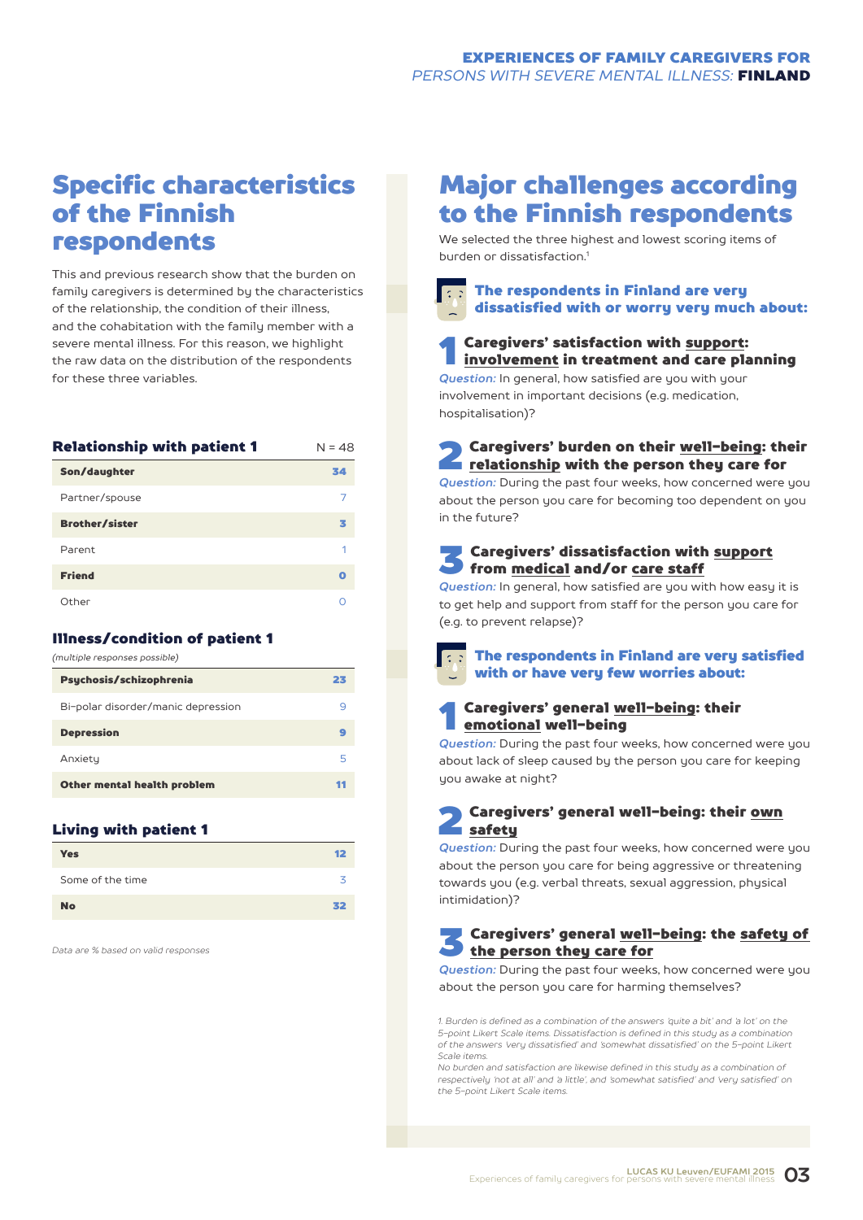## Specific characteristics of the Finnish respondents

This and previous research show that the burden on family caregivers is determined by the characteristics of the relationship, the condition of their illness, and the cohabitation with the family member with a severe mental illness. For this reason, we highlight the raw data on the distribution of the respondents for these three variables.

| Relationship with patient 1 | N = 48 |
|---|---|
| **Son/daughter** | **34** |
| Partner/spouse | 7 |
| **Brother/sister** | **3** |
| Parent | 1 |
| **Friend** | **0** |
| Other | 0 |

**Illness/condition of patient 1**

*(multiple responses possible)*

| Illness/condition | |
|---|---|
| **Psychosis/schizophrenia** | **23** |
| Bi-polar disorder/manic depression | 9 |
| **Depression** | **9** |
| Anxiety | 5 |
| **Other mental health problem** | **11** |

**Living with patient 1**

| Living with patient 1 | |
|---|---|
| **Yes** | **12** |
| Some of the time | 3 |
| **No** | **32** |

*Data are % based on valid responses*

## Major challenges according to the Finnish respondents

We selected the three highest and lowest scoring items of burden or dissatisfaction.[1]

### The respondents in Finland are very dissatisfied with or worry very much about:

**1 Caregivers' satisfaction with support: involvement in treatment and care planning**

*Question:* In general, how satisfied are you with your involvement in important decisions (e.g. medication, hospitalisation)?

**2 Caregivers' burden on their well-being: their relationship with the person they care for**

*Question:* During the past four weeks, how concerned were you about the person you care for becoming too dependent on you in the future?

**3 Caregivers' dissatisfaction with support from medical and/or care staff**

*Question:* In general, how satisfied are you with how easy it is to get help and support from staff for the person you care for (e.g. to prevent relapse)?

### The respondents in Finland are very satisfied with or have very few worries about:

**1 Caregivers' general well-being: their emotional well-being**

*Question:* During the past four weeks, how concerned were you about lack of sleep caused by the person you care for keeping you awake at night?

**2 Caregivers' general well-being: their own safety**

*Question:* During the past four weeks, how concerned were you about the person you care for being aggressive or threatening towards you (e.g. verbal threats, sexual aggression, physical intimidation)?

**3 Caregivers' general well-being: the safety of the person they care for**

*Question:* During the past four weeks, how concerned were you about the person you care for harming themselves?

*1. Burden is defined as a combination of the answers 'quite a bit' and 'a lot' on the 5-point Likert Scale items. Dissatisfaction is defined in this study as a combination of the answers 'very dissatisfied' and 'somewhat dissatisfied' on the 5-point Likert Scale items.*
*No burden and satisfaction are likewise defined in this study as a combination of respectively 'not at all' and 'a little', and 'somewhat satisfied' and 'very satisfied' on the 5-point Likert Scale items.*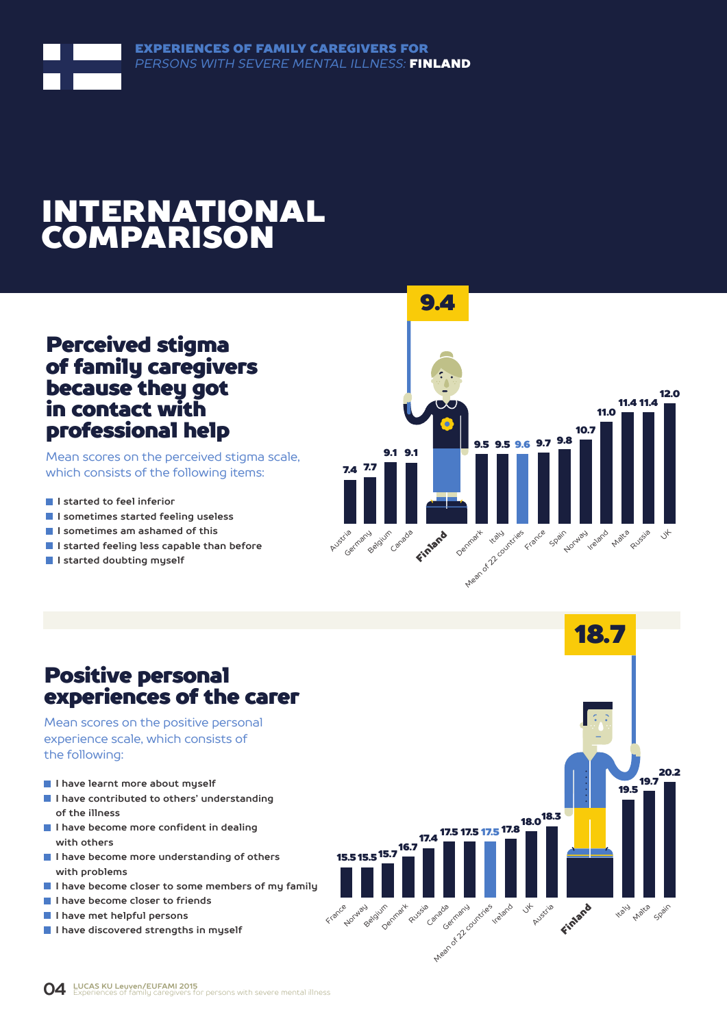# INTERNATIONAL COMPARISON

## Perceived stigma of family caregivers because they got in contact with professional help

Mean scores on the perceived stigma scale, which consists of the following items:

- I started to feel inferior
- I sometimes started feeling useless
- I sometimes am ashamed of this
- I started feeling less capable than before
- I started doubting myself

| Country | Score |
| --- | --- |
| Austria | 7.4 |
| Germany | 7.7 |
| Belgium | 9.1 |
| Canada | 9.1 |
| **Finland** | **9.4** |
| Denmark | 9.5 |
| Italy | 9.5 |
| Mean of 22 countries | 9.6 |
| France | 9.7 |
| Spain | 9.8 |
| Norway | 10.7 |
| Ireland | 11.0 |
| Malta | 11.4 |
| Russia | 11.4 |
| UK | 12.0 |

## Positive personal experiences of the carer

Mean scores on the positive personal experience scale, which consists of the following:

- I have learnt more about myself
- I have contributed to others' understanding of the illness
- I have become more confident in dealing with others
- I have become more understanding of others with problems
- I have become closer to some members of my family
- I have become closer to friends
- I have met helpful persons
- I have discovered strengths in myself

| Country | Score |
| --- | --- |
| France | 15.5 |
| Norway | 15.5 |
| Belgium | 15.7 |
| Denmark | 16.7 |
| Russia | 17.4 |
| Canada | 17.5 |
| Germany | 17.5 |
| Mean of 22 countries | 17.5 |
| Ireland | 17.8 |
| UK | 18.0 |
| Austria | 18.3 |
| **Finland** | **18.7** |
| Italy | 19.5 |
| Malta | 19.7 |
| Spain | 20.2 |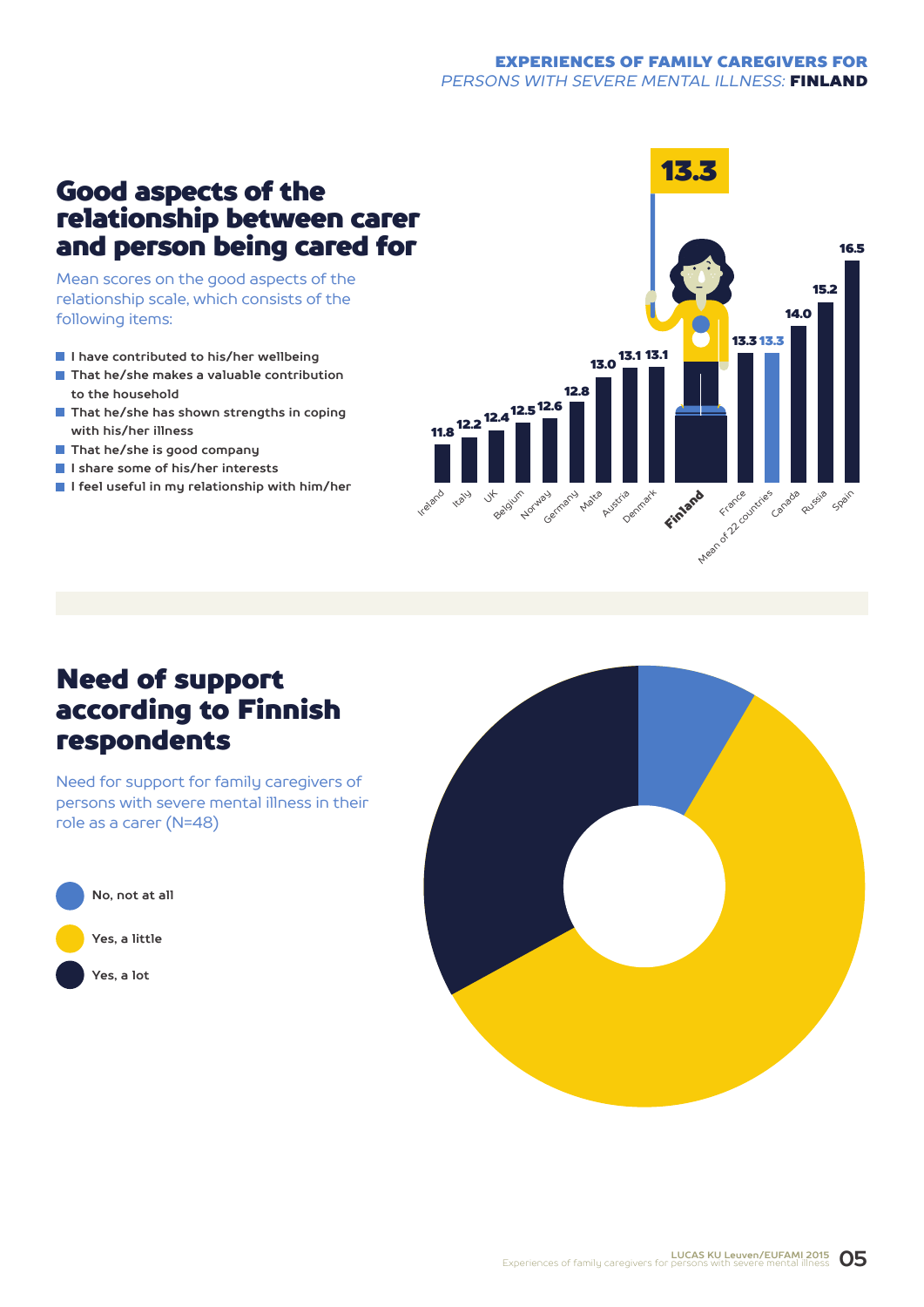## Good aspects of the relationship between carer and person being cared for

Mean scores on the good aspects of the relationship scale, which consists of the following items:

- I have contributed to his/her wellbeing
- That he/she makes a valuable contribution to the household
- That he/she has shown strengths in coping with his/her illness
- That he/she is good company
- I share some of his/her interests
- I feel useful in my relationship with him/her

| Country | Mean score |
|---|---|
| Ireland | 11.8 |
| Italy | 12.2 |
| UK | 12.4 |
| Belgium | 12.5 |
| Norway | 12.6 |
| Germany | 12.8 |
| Malta | 13.0 |
| Austria | 13.1 |
| Denmark | 13.1 |
| **Finland** | **13.3** |
| France | 13.3 |
| Mean of 22 countries | 13.3 |
| Canada | 14.0 |
| Russia | 15.2 |
| Spain | 16.5 |

## Need of support according to Finnish respondents

Need for support for family caregivers of persons with severe mental illness in their role as a carer (N=48)

- No, not at all
- Yes, a little
- Yes, a lot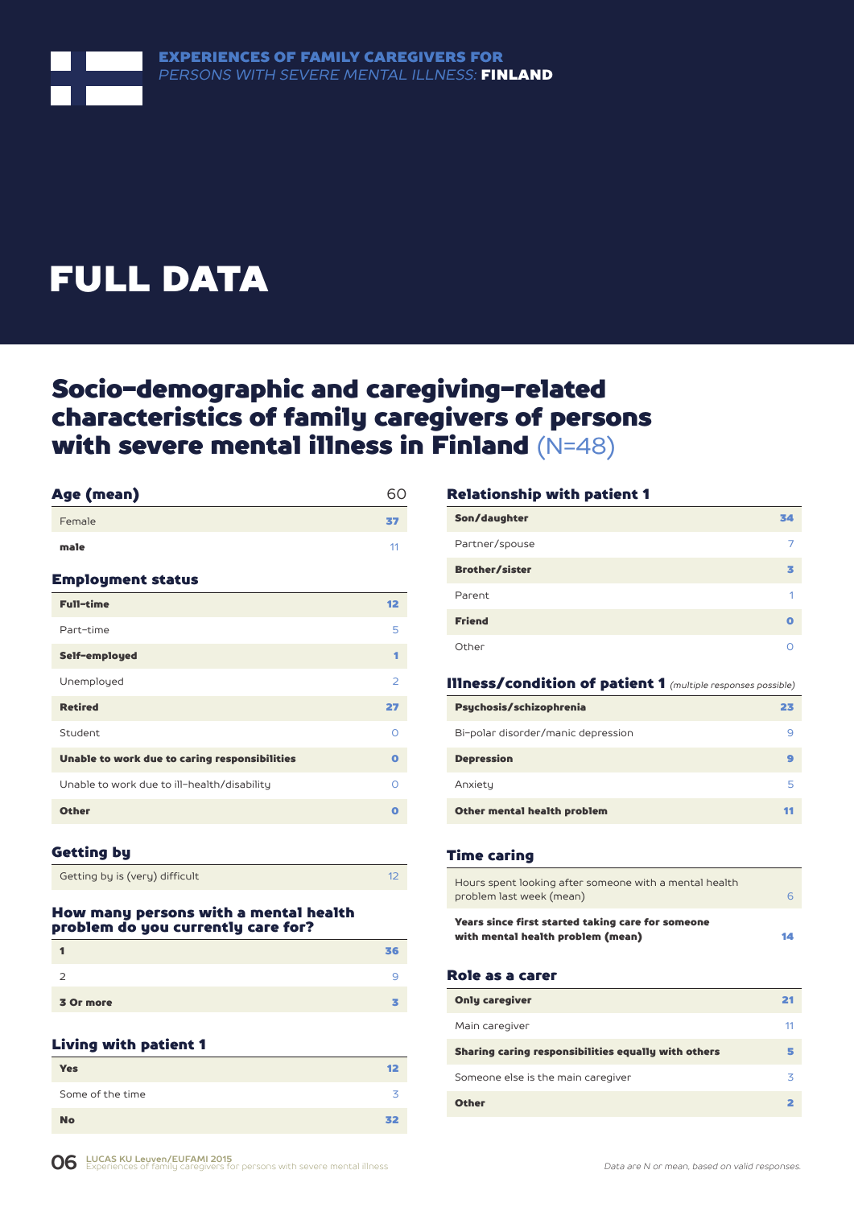EXPERIENCES OF FAMILY CAREGIVERS FOR
*PERSONS WITH SEVERE MENTAL ILLNESS:* **FINLAND**

# FULL DATA

## Socio-demographic and caregiving-related characteristics of family caregivers of persons with severe mental illness in Finland (N=48)

| Age (mean) | 60 |
|---|---|
| Female | 37 |
| male | 11 |

### Employment status

| | |
|---|---|
| Full-time | 12 |
| Part-time | 5 |
| Self-employed | 1 |
| Unemployed | 2 |
| Retired | 27 |
| Student | 0 |
| Unable to work due to caring responsibilities | 0 |
| Unable to work due to ill-health/disability | 0 |
| Other | 0 |

### Getting by

| | |
|---|---|
| Getting by is (very) difficult | 12 |

### How many persons with a mental health problem do you currently care for?

| | |
|---|---|
| 1 | 36 |
| 2 | 9 |
| 3 Or more | 3 |

### Living with patient 1

| | |
|---|---|
| Yes | 12 |
| Some of the time | 3 |
| No | 32 |

### Relationship with patient 1

| | |
|---|---|
| Son/daughter | 34 |
| Partner/spouse | 7 |
| Brother/sister | 3 |
| Parent | 1 |
| Friend | 0 |
| Other | 0 |

### Illness/condition of patient 1 *(multiple responses possible)*

| | |
|---|---|
| Psychosis/schizophrenia | 23 |
| Bi-polar disorder/manic depression | 9 |
| Depression | 9 |
| Anxiety | 5 |
| Other mental health problem | 11 |

### Time caring

| | |
|---|---|
| Hours spent looking after someone with a mental health problem last week (mean) | 6 |
| Years since first started taking care for someone with mental health problem (mean) | 14 |

### Role as a carer

| | |
|---|---|
| Only caregiver | 21 |
| Main caregiver | 11 |
| Sharing caring responsibilities equally with others | 5 |
| Someone else is the main caregiver | 3 |
| Other | 2 |

*Data are N or mean, based on valid responses.*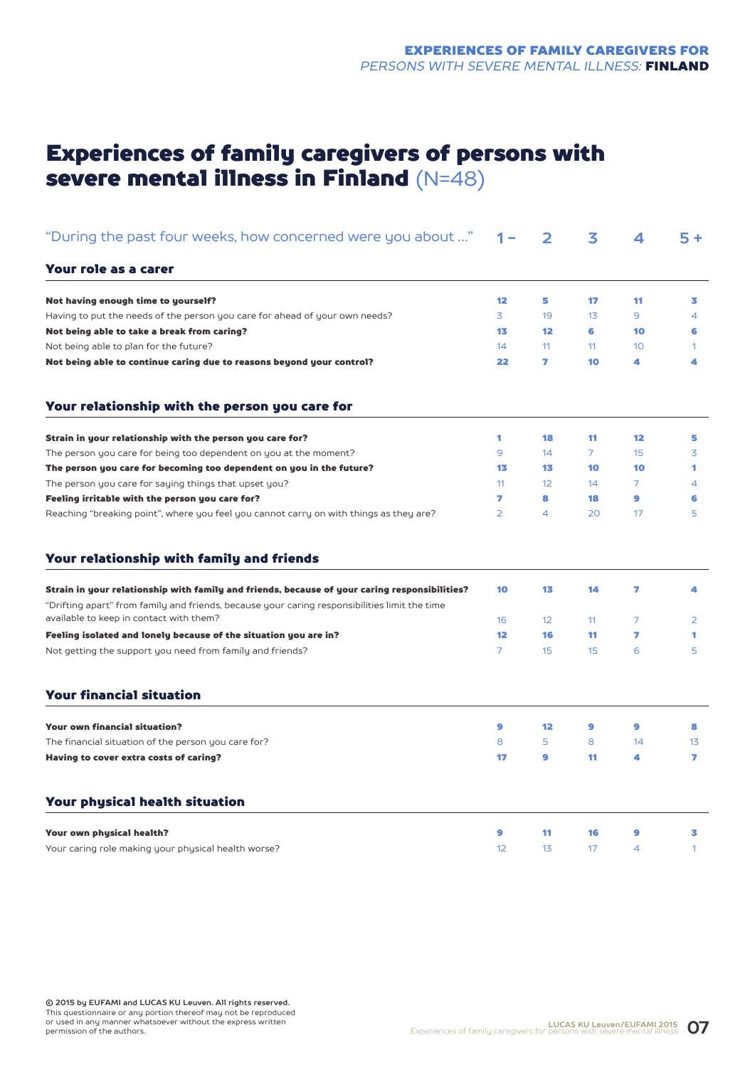# Experiences of family caregivers of persons with severe mental illness in Finland (N=48)

| "During the past four weeks, how concerned were you about …" | 1 – | 2 | 3 | 4 | 5 + |
|---|---|---|---|---|---|
| **Your role as a carer** | | | | | |
| **Not having enough time to yourself?** | **12** | **5** | **17** | **11** | **3** |
| Having to put the needs of the person you care for ahead of your own needs? | 3 | 19 | 13 | 9 | 4 |
| **Not being able to take a break from caring?** | **13** | **12** | **6** | **10** | **6** |
| Not being able to plan for the future? | 14 | 11 | 11 | 10 | 1 |
| **Not being able to continue caring due to reasons beyond your control?** | **22** | **7** | **10** | **4** | **4** |
| **Your relationship with the person you care for** | | | | | |
| **Strain in your relationship with the person you care for?** | **1** | **18** | **11** | **12** | **5** |
| The person you care for being too dependent on you at the moment? | 9 | 14 | 7 | 15 | 3 |
| **The person you care for becoming too dependent on you in the future?** | **13** | **13** | **10** | **10** | **1** |
| The person you care for saying things that upset you? | 11 | 12 | 14 | 7 | 4 |
| **Feeling irritable with the person you care for?** | **7** | **8** | **18** | **9** | **6** |
| Reaching "breaking point", where you feel you cannot carry on with things as they are? | 2 | 4 | 20 | 17 | 5 |
| **Your relationship with family and friends** | | | | | |
| **Strain in your relationship with family and friends, because of your caring responsibilities?** | **10** | **13** | **14** | **7** | **4** |
| "Drifting apart" from family and friends, because your caring responsibilities limit the time available to keep in contact with them? | 16 | 12 | 11 | 7 | 2 |
| **Feeling isolated and lonely because of the situation you are in?** | **12** | **16** | **11** | **7** | **1** |
| Not getting the support you need from family and friends? | 7 | 15 | 15 | 6 | 5 |
| **Your financial situation** | | | | | |
| **Your own financial situation?** | **9** | **12** | **9** | **9** | **8** |
| The financial situation of the person you care for? | 8 | 5 | 8 | 14 | 13 |
| **Having to cover extra costs of caring?** | **17** | **9** | **11** | **4** | **7** |
| **Your physical health situation** | | | | | |
| **Your own physical health?** | **9** | **11** | **16** | **9** | **3** |
| Your caring role making your physical health worse? | 12 | 13 | 17 | 4 | 1 |

**© 2015 by EUFAMI and LUCAS KU Leuven. All rights reserved.**
This questionnaire or any portion thereof may not be reproduced or used in any manner whatsoever without the express written permission of the authors.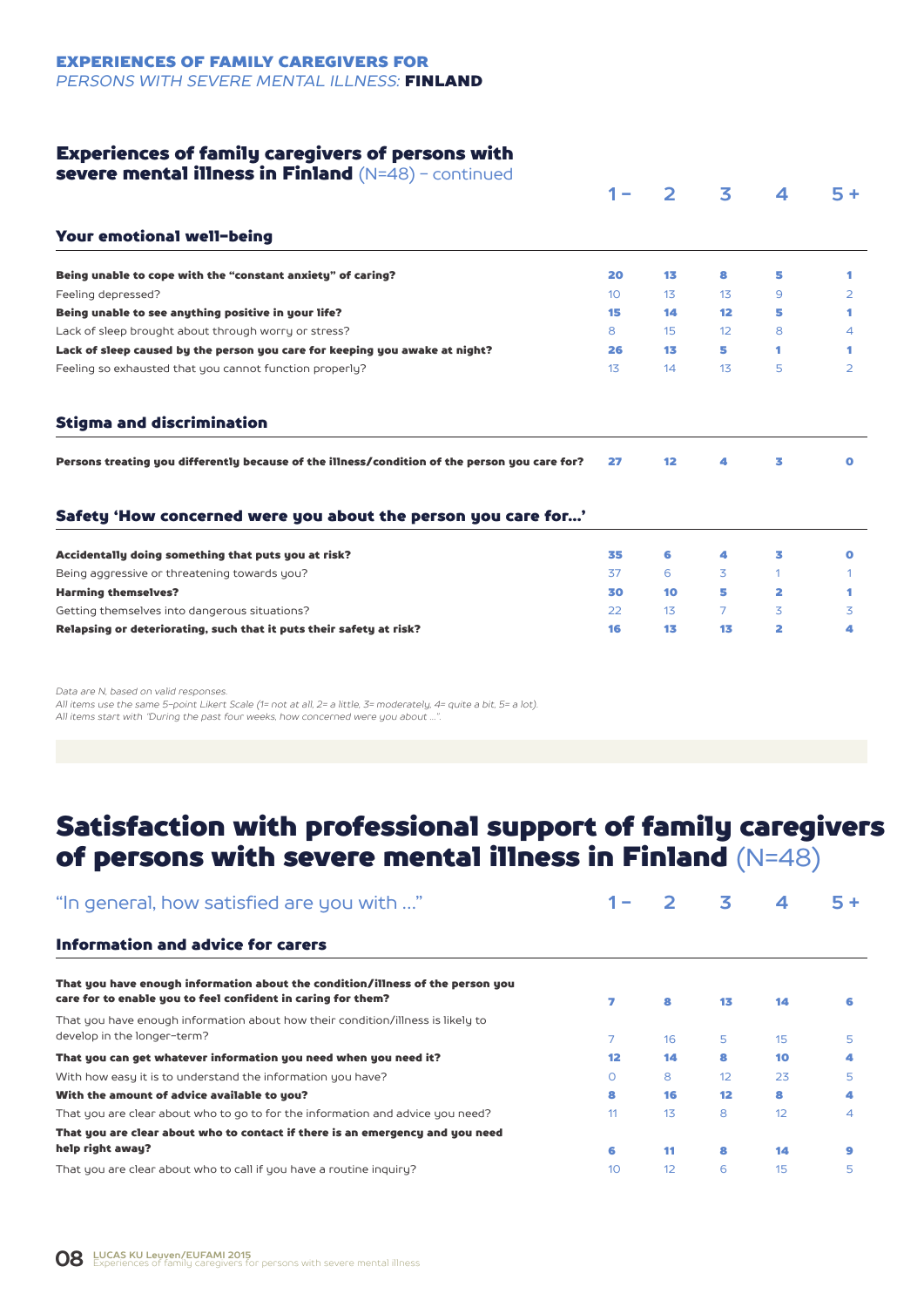**EXPERIENCES OF FAMILY CAREGIVERS FOR**
*PERSONS WITH SEVERE MENTAL ILLNESS:* **FINLAND**

## Experiences of family caregivers of persons with severe mental illness in Finland (N=48) – continued

| | 1 – | 2 | 3 | 4 | 5 + |
|---|---|---|---|---|---|
| **Your emotional well-being** | | | | | |
| **Being unable to cope with the "constant anxiety" of caring?** | **20** | **13** | **8** | **5** | **1** |
| Feeling depressed? | 10 | 13 | 13 | 9 | 2 |
| **Being unable to see anything positive in your life?** | **15** | **14** | **12** | **5** | **1** |
| Lack of sleep brought about through worry or stress? | 8 | 15 | 12 | 8 | 4 |
| **Lack of sleep caused by the person you care for keeping you awake at night?** | **26** | **13** | **5** | **1** | **1** |
| Feeling so exhausted that you cannot function properly? | 13 | 14 | 13 | 5 | 2 |
| **Stigma and discrimination** | | | | | |
| **Persons treating you differently because of the illness/condition of the person you care for?** | **27** | **12** | **4** | **3** | **0** |
| **Safety 'How concerned were you about the person you care for...'** | | | | | |
| **Accidentally doing something that puts you at risk?** | **35** | **6** | **4** | **3** | **0** |
| Being aggressive or threatening towards you? | 37 | 6 | 3 | 1 | 1 |
| **Harming themselves?** | **30** | **10** | **5** | **2** | **1** |
| Getting themselves into dangerous situations? | 22 | 13 | 7 | 3 | 3 |
| **Relapsing or deteriorating, such that it puts their safety at risk?** | **16** | **13** | **13** | **2** | **4** |

*Data are N, based on valid responses.*
*All items use the same 5-point Likert Scale (1= not at all, 2= a little, 3= moderately, 4= quite a bit, 5= a lot).*
*All items start with "During the past four weeks, how concerned were you about ...".*

# Satisfaction with professional support of family caregivers of persons with severe mental illness in Finland (N=48)

| "In general, how satisfied are you with ..." | 1 – | 2 | 3 | 4 | 5 + |
|---|---|---|---|---|---|
| **Information and advice for carers** | | | | | |
| **That you have enough information about the condition/illness of the person you care for to enable you to feel confident in caring for them?** | **7** | **8** | **13** | **14** | **6** |
| That you have enough information about how their condition/illness is likely to develop in the longer-term? | 7 | 16 | 5 | 15 | 5 |
| **That you can get whatever information you need when you need it?** | **12** | **14** | **8** | **10** | **4** |
| With how easy it is to understand the information you have? | 0 | 8 | 12 | 23 | 5 |
| **With the amount of advice available to you?** | **8** | **16** | **12** | **8** | **4** |
| That you are clear about who to go to for the information and advice you need? | 11 | 13 | 8 | 12 | 4 |
| **That you are clear about who to contact if there is an emergency and you need help right away?** | **6** | **11** | **8** | **14** | **9** |
| That you are clear about who to call if you have a routine inquiry? | 10 | 12 | 6 | 15 | 5 |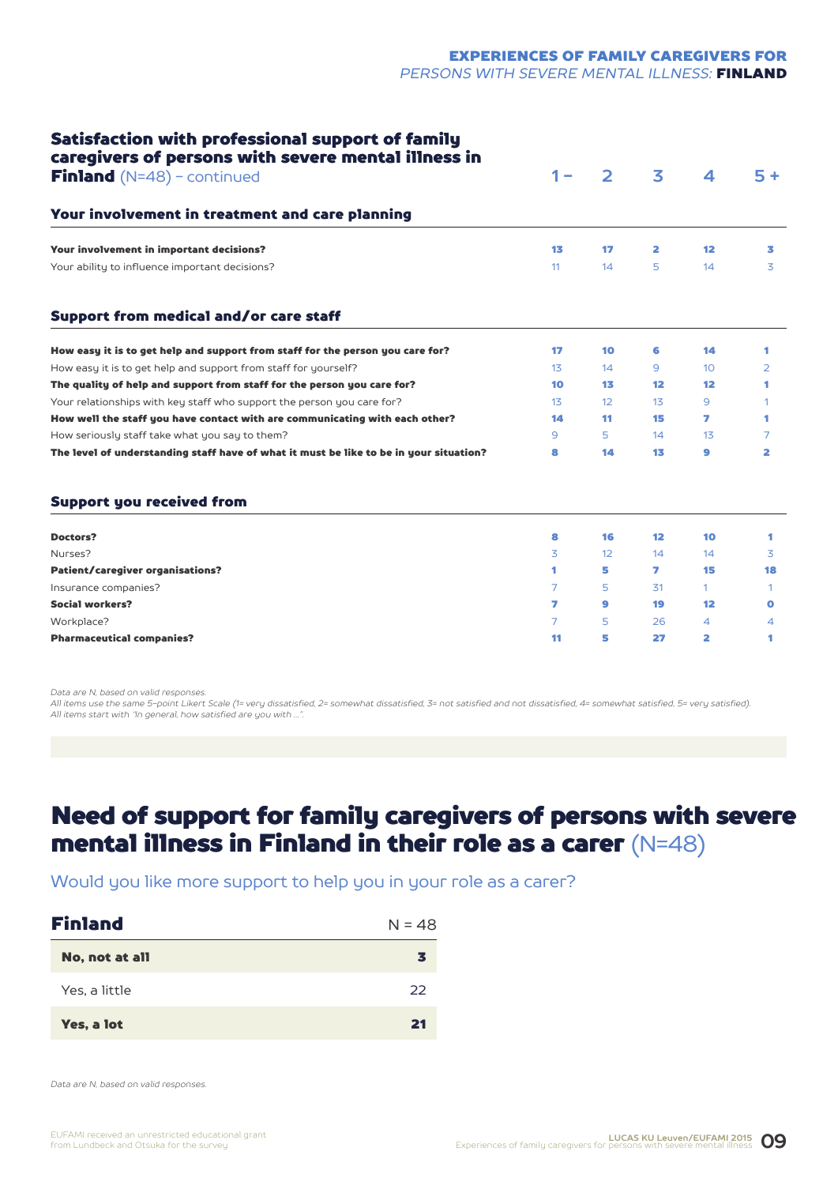## Satisfaction with professional support of family caregivers of persons with severe mental illness in Finland (N=48) – continued

| | 1 – | 2 | 3 | 4 | 5 + |
|---|---|---|---|---|---|
| **Your involvement in treatment and care planning** | | | | | |
| **Your involvement in important decisions?** | **13** | **17** | **2** | **12** | **3** |
| Your ability to influence important decisions? | 11 | 14 | 5 | 14 | 3 |
| **Support from medical and/or care staff** | | | | | |
| **How easy it is to get help and support from staff for the person you care for?** | **17** | **10** | **6** | **14** | **1** |
| How easy it is to get help and support from staff for yourself? | 13 | 14 | 9 | 10 | 2 |
| **The quality of help and support from staff for the person you care for?** | **10** | **13** | **12** | **12** | **1** |
| Your relationships with key staff who support the person you care for? | 13 | 12 | 13 | 9 | 1 |
| **How well the staff you have contact with are communicating with each other?** | **14** | **11** | **15** | **7** | **1** |
| How seriously staff take what you say to them? | 9 | 5 | 14 | 13 | 7 |
| **The level of understanding staff have of what it must be like to be in your situation?** | **8** | **14** | **13** | **9** | **2** |
| **Support you received from** | | | | | |
| **Doctors?** | **8** | **16** | **12** | **10** | **1** |
| Nurses? | 3 | 12 | 14 | 14 | 3 |
| **Patient/caregiver organisations?** | **1** | **5** | **7** | **15** | **18** |
| Insurance companies? | 7 | 5 | 31 | 1 | 1 |
| **Social workers?** | **7** | **9** | **19** | **12** | **0** |
| Workplace? | 7 | 5 | 26 | 4 | 4 |
| **Pharmaceutical companies?** | **11** | **5** | **27** | **2** | **1** |

*Data are N, based on valid responses.*
*All items use the same 5-point Likert Scale (1= very dissatisfied, 2= somewhat dissatisfied, 3= not satisfied and not dissatisfied, 4= somewhat satisfied, 5= very satisfied).*
*All items start with "In general, how satisfied are you with ...".*

# Need of support for family caregivers of persons with severe mental illness in Finland in their role as a carer (N=48)

Would you like more support to help you in your role as a carer?

| Finland | N = 48 |
|---|---|
| **No, not at all** | **3** |
| Yes, a little | 22 |
| **Yes, a lot** | **21** |

*Data are N, based on valid responses.*

EUFAMI received an unrestricted educational grant from Lundbeck and Otsuka for the survey